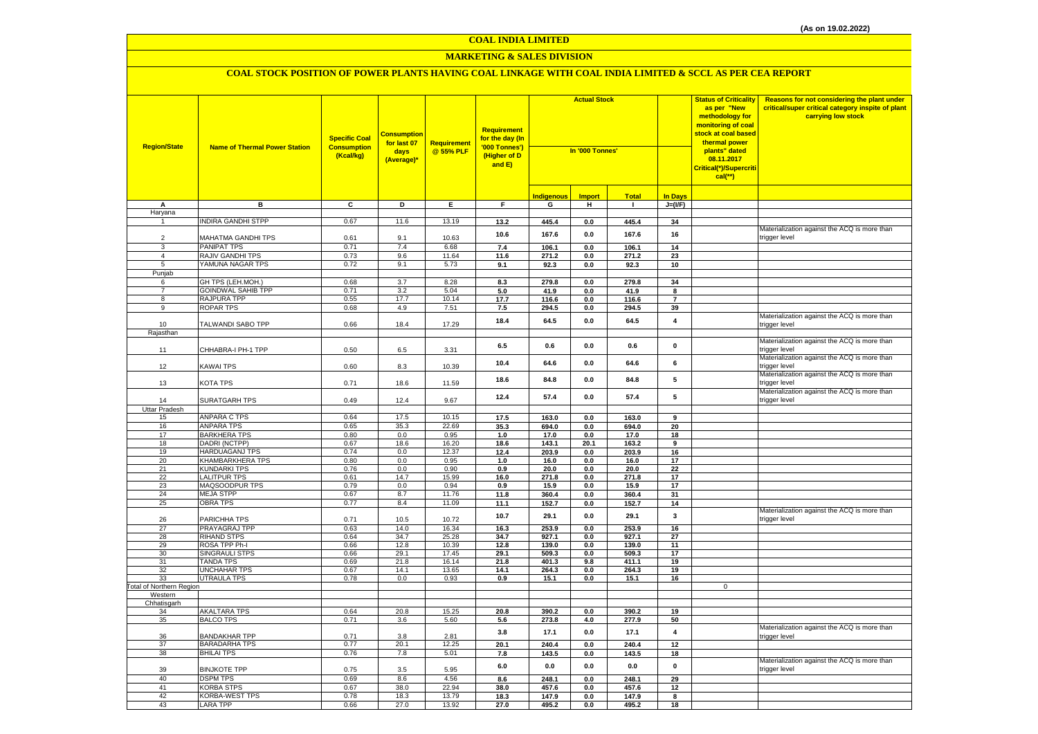(As on 19.02.2022)

# COAL INDIA LIMITED

## MARKETING & SALES DIVISION

### COAL STOCK POSITION OF POWER PLANTS HAVING COAL LINKAGE WITH COAL INDIA LIMITED & SCCL AS PER CEA REPORT

| Region/State | Name of Thermal Power Station | Specific Coal Consumption (Kcal/kg) | Consumption for last 07 days (Average)* | Requirement @ 55% PLF | Requirement for the day (In '000 Tonnes') (Higher of D and E) | Actual Stock In '000 Tonnes' | | | | Status of Criticality as per "New methodology for monitoring of coal stock at coal based thermal power plants" dated 08.11.2017 Critical(*)/Supercritical(**) | Reasons for not considering the plant under critical/super critical category inspite of plant carrying low stock |
|---|---|---|---|---|---|---|---|---|---|---|---|
| | | | | | | Indigenous | Import | Total | In Days | | |
| A | B | C | D | E | F | G | H | I | J=(I/F) | | |
| Haryana | | | | | | | | | | | |
| 1 | INDIRA GANDHI STPP | 0.67 | 11.6 | 13.19 | 13.2 | 445.4 | 0.0 | 445.4 | 34 | | |
| 2 | MAHATMA GANDHI TPS | 0.61 | 9.1 | 10.63 | 10.6 | 167.6 | 0.0 | 167.6 | 16 | | Materialization against the ACQ is more than trigger level |
| 3 | PANIPAT TPS | 0.71 | 7.4 | 6.68 | 7.4 | 106.1 | 0.0 | 106.1 | 14 | | |
| 4 | RAJIV GANDHI TPS | 0.73 | 9.6 | 11.64 | 11.6 | 271.2 | 0.0 | 271.2 | 23 | | |
| 5 | YAMUNA NAGAR TPS | 0.72 | 9.1 | 5.73 | 9.1 | 92.3 | 0.0 | 92.3 | 10 | | |
| Punjab | | | | | | | | | | | |
| 6 | GH TPS (LEH.MOH.) | 0.68 | 3.7 | 8.28 | 8.3 | 279.8 | 0.0 | 279.8 | 34 | | |
| 7 | GOINDWAL SAHIB TPP | 0.71 | 3.2 | 5.04 | 5.0 | 41.9 | 0.0 | 41.9 | 8 | | |
| 8 | RAJPURA TPP | 0.55 | 17.7 | 10.14 | 17.7 | 116.6 | 0.0 | 116.6 | 7 | | |
| 9 | ROPAR TPS | 0.68 | 4.9 | 7.51 | 7.5 | 294.5 | 0.0 | 294.5 | 39 | | |
| 10 | TALWANDI SABO TPP | 0.66 | 18.4 | 17.29 | 18.4 | 64.5 | 0.0 | 64.5 | 4 | | Materialization against the ACQ is more than trigger level |
| Rajasthan | | | | | | | | | | | |
| 11 | CHHABRA-I PH-1 TPP | 0.50 | 6.5 | 3.31 | 6.5 | 0.6 | 0.0 | 0.6 | 0 | | Materialization against the ACQ is more than trigger level |
| 12 | KAWAI TPS | 0.60 | 8.3 | 10.39 | 10.4 | 64.6 | 0.0 | 64.6 | 6 | | Materialization against the ACQ is more than trigger level |
| 13 | KOTA TPS | 0.71 | 18.6 | 11.59 | 18.6 | 84.8 | 0.0 | 84.8 | 5 | | Materialization against the ACQ is more than trigger level |
| 14 | SURATGARH TPS | 0.49 | 12.4 | 9.67 | 12.4 | 57.4 | 0.0 | 57.4 | 5 | | Materialization against the ACQ is more than trigger level |
| Uttar Pradesh | | | | | | | | | | | |
| 15 | ANPARA C TPS | 0.64 | 17.5 | 10.15 | 17.5 | 163.0 | 0.0 | 163.0 | 9 | | |
| 16 | ANPARA TPS | 0.65 | 35.3 | 22.69 | 35.3 | 694.0 | 0.0 | 694.0 | 20 | | |
| 17 | BARKHERA TPS | 0.80 | 0.0 | 0.95 | 1.0 | 17.0 | 0.0 | 17.0 | 18 | | |
| 18 | DADRI (NCTPP) | 0.67 | 18.6 | 16.20 | 18.6 | 143.1 | 20.1 | 163.2 | 9 | | |
| 19 | HARDUAGANJ TPS | 0.74 | 0.0 | 12.37 | 12.4 | 203.9 | 0.0 | 203.9 | 16 | | |
| 20 | KHAMBARKHERA TPS | 0.80 | 0.0 | 0.95 | 1.0 | 16.0 | 0.0 | 16.0 | 17 | | |
| 21 | KUNDARKI TPS | 0.76 | 0.0 | 0.90 | 0.9 | 20.0 | 0.0 | 20.0 | 22 | | |
| 22 | LALITPUR TPS | 0.61 | 14.7 | 15.99 | 16.0 | 271.8 | 0.0 | 271.8 | 17 | | |
| 23 | MAQSOODPUR TPS | 0.79 | 0.0 | 0.94 | 0.9 | 15.9 | 0.0 | 15.9 | 17 | | |
| 24 | MEJA STPP | 0.67 | 8.7 | 11.76 | 11.8 | 360.4 | 0.0 | 360.4 | 31 | | |
| 25 | OBRA TPS | 0.77 | 8.4 | 11.09 | 11.1 | 152.7 | 0.0 | 152.7 | 14 | | |
| 26 | PARICHHA TPS | 0.71 | 10.5 | 10.72 | 10.7 | 29.1 | 0.0 | 29.1 | 3 | | Materialization against the ACQ is more than trigger level |
| 27 | PRAYAGRAJ TPP | 0.63 | 14.0 | 16.34 | 16.3 | 253.9 | 0.0 | 253.9 | 16 | | |
| 28 | RIHAND STPS | 0.64 | 34.7 | 25.28 | 34.7 | 927.1 | 0.0 | 927.1 | 27 | | |
| 29 | ROSA TPP Ph-I | 0.66 | 12.8 | 10.39 | 12.8 | 139.0 | 0.0 | 139.0 | 11 | | |
| 30 | SINGRAULI STPS | 0.66 | 29.1 | 17.45 | 29.1 | 509.3 | 0.0 | 509.3 | 17 | | |
| 31 | TANDA TPS | 0.69 | 21.8 | 16.14 | 21.8 | 401.3 | 9.8 | 411.1 | 19 | | |
| 32 | UNCHAHAR TPS | 0.67 | 14.1 | 13.65 | 14.1 | 264.3 | 0.0 | 264.3 | 19 | | |
| 33 | UTRAULA TPS | 0.78 | 0.0 | 0.93 | 0.9 | 15.1 | 0.0 | 15.1 | 16 | | |
| Total of Northern Region | | | | | | | | | | 0 | |
| Western | | | | | | | | | | | |
| Chhatisgarh | | | | | | | | | | | |
| 34 | AKALTARA TPS | 0.64 | 20.8 | 15.25 | 20.8 | 390.2 | 0.0 | 390.2 | 19 | | |
| 35 | BALCO TPS | 0.71 | 3.6 | 5.60 | 5.6 | 273.8 | 4.0 | 277.9 | 50 | | |
| 36 | BANDAKHAR TPP | 0.71 | 3.8 | 2.81 | 3.8 | 17.1 | 0.0 | 17.1 | 4 | | Materialization against the ACQ is more than trigger level |
| 37 | BARADARHA TPS | 0.77 | 20.1 | 12.25 | 20.1 | 240.4 | 0.0 | 240.4 | 12 | | |
| 38 | BHILAI TPS | 0.76 | 7.8 | 5.01 | 7.8 | 143.5 | 0.0 | 143.5 | 18 | | |
| 39 | BINJKOTE TPP | 0.75 | 3.5 | 5.95 | 6.0 | 0.0 | 0.0 | 0.0 | 0 | | Materialization against the ACQ is more than trigger level |
| 40 | DSPM TPS | 0.69 | 8.6 | 4.56 | 8.6 | 248.1 | 0.0 | 248.1 | 29 | | |
| 41 | KORBA STPS | 0.67 | 38.0 | 22.94 | 38.0 | 457.6 | 0.0 | 457.6 | 12 | | |
| 42 | KORBA-WEST TPS | 0.78 | 18.3 | 13.79 | 18.3 | 147.9 | 0.0 | 147.9 | 8 | | |
| 43 | LARA TPP | 0.66 | 27.0 | 13.92 | 27.0 | 495.2 | 0.0 | 495.2 | 18 | | |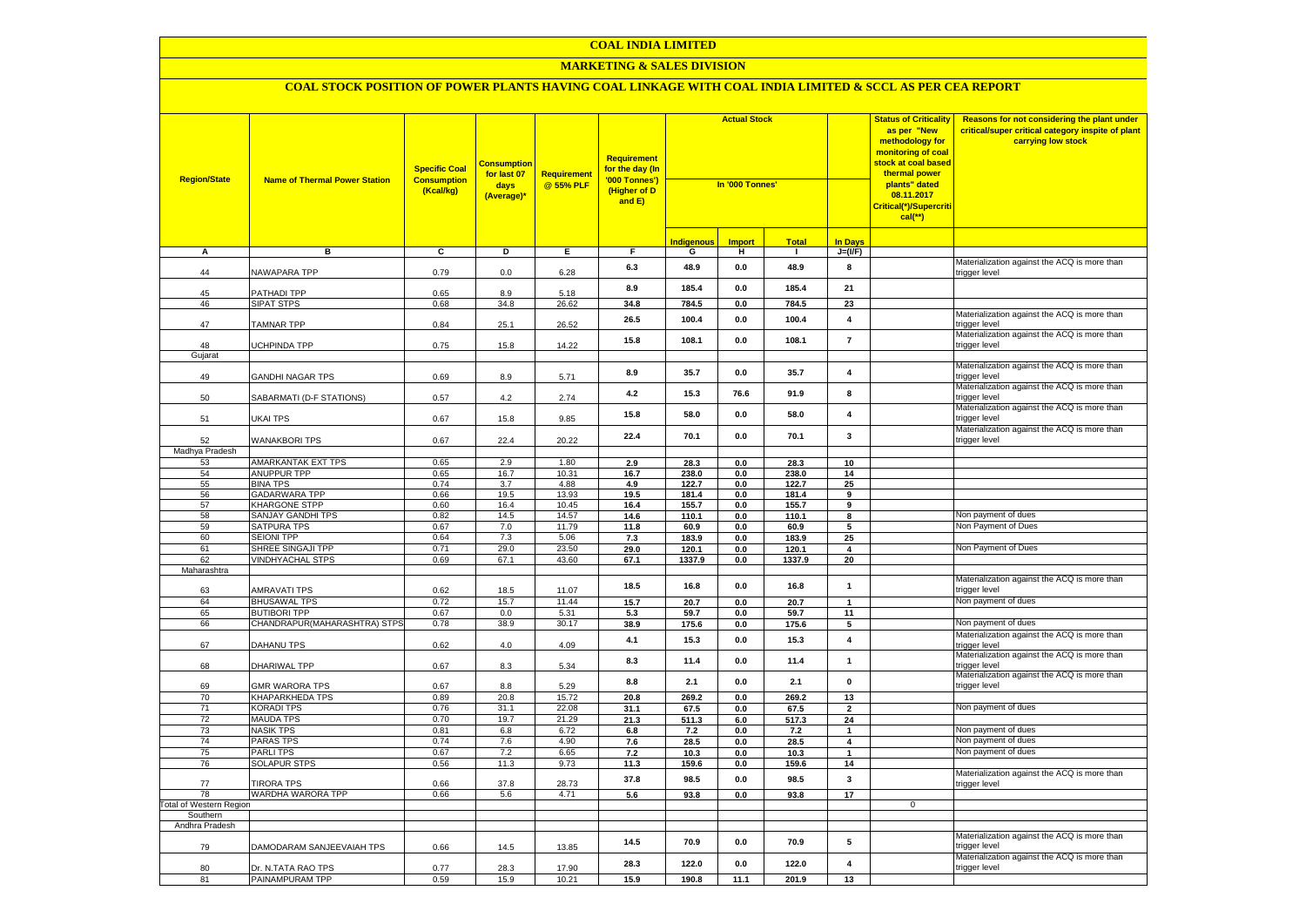# COAL INDIA LIMITED

## MARKETING & SALES DIVISION

### COAL STOCK POSITION OF POWER PLANTS HAVING COAL LINKAGE WITH COAL INDIA LIMITED & SCCL AS PER CEA REPORT

| Region/State | Name of Thermal Power Station | Specific Coal Consumption (Kcal/kg) | Consumption for last 07 days (Average)* | Requirement @ 55% PLF | Requirement for the day (In '000 Tonnes') (Higher of D and E) | Actual Stock | | | | Status of Criticality as per "New methodology for monitoring of coal stock at coal based thermal power plants" dated 08.11.2017 Critical(*)/Supercritical(**) | Reasons for not considering the plant under critical/super critical category inspite of plant carrying low stock |
|---|---|---|---|---|---|---|---|---|---|---|---|
| | | | | | | In '000 Tonnes' | | | | | |
| | | | | | | Indigenous | Import | Total | In Days | | |
| A | B | C | D | E | F | G | H | I | J=(I/F) | | |
| 44 | NAWAPARA TPP | 0.79 | 0.0 | 6.28 | 6.3 | 48.9 | 0.0 | 48.9 | 8 | | Materialization against the ACQ is more than trigger level |
| 45 | PATHADI TPP | 0.65 | 8.9 | 5.18 | 8.9 | 185.4 | 0.0 | 185.4 | 21 | | |
| 46 | SIPAT STPS | 0.68 | 34.8 | 26.62 | 34.8 | 784.5 | 0.0 | 784.5 | 23 | | |
| 47 | TAMNAR TPP | 0.84 | 25.1 | 26.52 | 26.5 | 100.4 | 0.0 | 100.4 | 4 | | Materialization against the ACQ is more than trigger level |
| 48 | UCHPINDA TPP | 0.75 | 15.8 | 14.22 | 15.8 | 108.1 | 0.0 | 108.1 | 7 | | Materialization against the ACQ is more than trigger level |
| Gujarat | | | | | | | | | | | |
| 49 | GANDHI NAGAR TPS | 0.69 | 8.9 | 5.71 | 8.9 | 35.7 | 0.0 | 35.7 | 4 | | Materialization against the ACQ is more than trigger level |
| 50 | SABARMATI (D-F STATIONS) | 0.57 | 4.2 | 2.74 | 4.2 | 15.3 | 76.6 | 91.9 | 8 | | Materialization against the ACQ is more than trigger level |
| 51 | UKAI TPS | 0.67 | 15.8 | 9.85 | 15.8 | 58.0 | 0.0 | 58.0 | 4 | | Materialization against the ACQ is more than trigger level |
| 52 | WANAKBORI TPS | 0.67 | 22.4 | 20.22 | 22.4 | 70.1 | 0.0 | 70.1 | 3 | | Materialization against the ACQ is more than trigger level |
| Madhya Pradesh | | | | | | | | | | | |
| 53 | AMARKANTAK EXT TPS | 0.65 | 2.9 | 1.80 | 2.9 | 28.3 | 0.0 | 28.3 | 10 | | |
| 54 | ANUPPUR TPP | 0.65 | 16.7 | 10.31 | 16.7 | 238.0 | 0.0 | 238.0 | 14 | | |
| 55 | BINA TPS | 0.74 | 3.7 | 4.88 | 4.9 | 122.7 | 0.0 | 122.7 | 25 | | |
| 56 | GADARWARA TPP | 0.66 | 19.5 | 13.93 | 19.5 | 181.4 | 0.0 | 181.4 | 9 | | |
| 57 | KHARGONE STPP | 0.60 | 16.4 | 10.45 | 16.4 | 155.7 | 0.0 | 155.7 | 9 | | |
| 58 | SANJAY GANDHI TPS | 0.82 | 14.5 | 14.57 | 14.6 | 110.1 | 0.0 | 110.1 | 8 | | Non payment of dues |
| 59 | SATPURA TPS | 0.67 | 7.0 | 11.79 | 11.8 | 60.9 | 0.0 | 60.9 | 5 | | Non Payment of Dues |
| 60 | SEIONI TPP | 0.64 | 7.3 | 5.06 | 7.3 | 183.9 | 0.0 | 183.9 | 25 | | |
| 61 | SHREE SINGAJI TPP | 0.71 | 29.0 | 23.50 | 29.0 | 120.1 | 0.0 | 120.1 | 4 | | Non Payment of Dues |
| 62 | VINDHYACHAL STPS | 0.69 | 67.1 | 43.60 | 67.1 | 1337.9 | 0.0 | 1337.9 | 20 | | |
| Maharashtra | | | | | | | | | | | |
| 63 | AMRAVATI TPS | 0.62 | 18.5 | 11.07 | 18.5 | 16.8 | 0.0 | 16.8 | 1 | | Materialization against the ACQ is more than trigger level |
| 64 | BHUSAWAL TPS | 0.72 | 15.7 | 11.44 | 15.7 | 20.7 | 0.0 | 20.7 | 1 | | Non payment of dues |
| 65 | BUTIBORI TPP | 0.67 | 0.0 | 5.31 | 5.3 | 59.7 | 0.0 | 59.7 | 11 | | |
| 66 | CHANDRAPUR(MAHARASHTRA) STPS | 0.78 | 38.9 | 30.17 | 38.9 | 175.6 | 0.0 | 175.6 | 5 | | Non payment of dues |
| 67 | DAHANU TPS | 0.62 | 4.0 | 4.09 | 4.1 | 15.3 | 0.0 | 15.3 | 4 | | Materialization against the ACQ is more than trigger level |
| 68 | DHARIWAL TPP | 0.67 | 8.3 | 5.34 | 8.3 | 11.4 | 0.0 | 11.4 | 1 | | Materialization against the ACQ is more than trigger level |
| 69 | GMR WARORA TPS | 0.67 | 8.8 | 5.29 | 8.8 | 2.1 | 0.0 | 2.1 | 0 | | Materialization against the ACQ is more than trigger level |
| 70 | KHAPARKHEDA TPS | 0.89 | 20.8 | 15.72 | 20.8 | 269.2 | 0.0 | 269.2 | 13 | | |
| 71 | KORADI TPS | 0.76 | 31.1 | 22.08 | 31.1 | 67.5 | 0.0 | 67.5 | 2 | | Non payment of dues |
| 72 | MAUDA TPS | 0.70 | 19.7 | 21.29 | 21.3 | 511.3 | 6.0 | 517.3 | 24 | | |
| 73 | NASIK TPS | 0.81 | 6.8 | 6.72 | 6.8 | 7.2 | 0.0 | 7.2 | 1 | | Non payment of dues |
| 74 | PARAS TPS | 0.74 | 7.6 | 4.90 | 7.6 | 28.5 | 0.0 | 28.5 | 4 | | Non payment of dues |
| 75 | PARLI TPS | 0.67 | 7.2 | 6.65 | 7.2 | 10.3 | 0.0 | 10.3 | 1 | | Non payment of dues |
| 76 | SOLAPUR STPS | 0.56 | 11.3 | 9.73 | 11.3 | 159.6 | 0.0 | 159.6 | 14 | | |
| 77 | TIRORA TPS | 0.66 | 37.8 | 28.73 | 37.8 | 98.5 | 0.0 | 98.5 | 3 | | Materialization against the ACQ is more than trigger level |
| 78 | WARDHA WARORA TPP | 0.66 | 5.6 | 4.71 | 5.6 | 93.8 | 0.0 | 93.8 | 17 | | |
| Total of Western Region | | | | | | | | | | 0 | |
| Southern | | | | | | | | | | | |
| Andhra Pradesh | | | | | | | | | | | |
| 79 | DAMODARAM SANJEEVAIAH TPS | 0.66 | 14.5 | 13.85 | 14.5 | 70.9 | 0.0 | 70.9 | 5 | | Materialization against the ACQ is more than trigger level |
| 80 | Dr. N.TATA RAO TPS | 0.77 | 28.3 | 17.90 | 28.3 | 122.0 | 0.0 | 122.0 | 4 | | Materialization against the ACQ is more than trigger level |
| 81 | PAINAMPURAM TPP | 0.59 | 15.9 | 10.21 | 15.9 | 190.8 | 11.1 | 201.9 | 13 | | |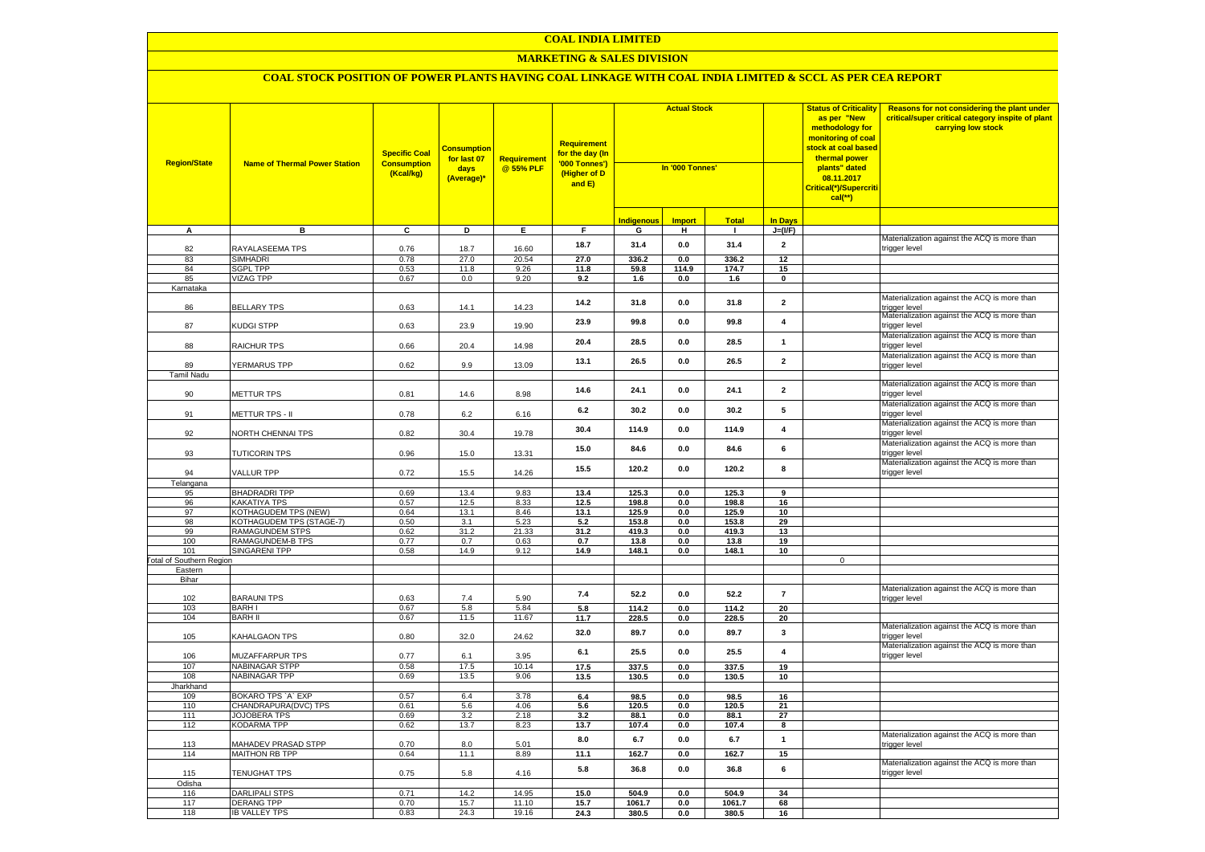# COAL INDIA LIMITED

## MARKETING & SALES DIVISION

### COAL STOCK POSITION OF POWER PLANTS HAVING COAL LINKAGE WITH COAL INDIA LIMITED & SCCL AS PER CEA REPORT

| Region/State | Name of Thermal Power Station | Specific Coal Consumption (Kcal/kg) | Consumption for last 07 days (Average)* | Requirement @ 55% PLF | Requirement for the day (In '000 Tonnes') (Higher of D and E) | Actual Stock In '000 Tonnes' | | | | Status of Criticality as per "New methodology for monitoring of coal stock at coal based thermal power plants" dated 08.11.2017 Critical(*)/Supercritical(**) | Reasons for not considering the plant under critical/super critical category inspite of plant carrying low stock |
|---|---|---|---|---|---|---|---|---|---|---|---|
| | | | | | | Indigenous | Import | Total | In Days | | |
| A | B | C | D | E | F | G | H | I | J=(I/F) | | |
| 82 | RAYALASEEMA TPS | 0.76 | 18.7 | 16.60 | 18.7 | 31.4 | 0.0 | 31.4 | 2 | | Materialization against the ACQ is more than trigger level |
| 83 | SIMHADRI | 0.78 | 27.0 | 20.54 | 27.0 | 336.2 | 0.0 | 336.2 | 12 | | |
| 84 | SGPL TPP | 0.53 | 11.8 | 9.26 | 11.8 | 59.8 | 114.9 | 174.7 | 15 | | |
| 85 | VIZAG TPP | 0.67 | 0.0 | 9.20 | 9.2 | 1.6 | 0.0 | 1.6 | 0 | | |
| Karnataka | | | | | | | | | | | |
| 86 | BELLARY TPS | 0.63 | 14.1 | 14.23 | 14.2 | 31.8 | 0.0 | 31.8 | 2 | | Materialization against the ACQ is more than trigger level |
| 87 | KUDGI STPP | 0.63 | 23.9 | 19.90 | 23.9 | 99.8 | 0.0 | 99.8 | 4 | | Materialization against the ACQ is more than trigger level |
| 88 | RAICHUR TPS | 0.66 | 20.4 | 14.98 | 20.4 | 28.5 | 0.0 | 28.5 | 1 | | Materialization against the ACQ is more than trigger level |
| 89 | YERMARUS TPP | 0.62 | 9.9 | 13.09 | 13.1 | 26.5 | 0.0 | 26.5 | 2 | | Materialization against the ACQ is more than trigger level |
| Tamil Nadu | | | | | | | | | | | |
| 90 | METTUR TPS | 0.81 | 14.6 | 8.98 | 14.6 | 24.1 | 0.0 | 24.1 | 2 | | Materialization against the ACQ is more than trigger level |
| 91 | METTUR TPS - II | 0.78 | 6.2 | 6.16 | 6.2 | 30.2 | 0.0 | 30.2 | 5 | | Materialization against the ACQ is more than trigger level |
| 92 | NORTH CHENNAI TPS | 0.82 | 30.4 | 19.78 | 30.4 | 114.9 | 0.0 | 114.9 | 4 | | Materialization against the ACQ is more than trigger level |
| 93 | TUTICORIN TPS | 0.96 | 15.0 | 13.31 | 15.0 | 84.6 | 0.0 | 84.6 | 6 | | Materialization against the ACQ is more than trigger level |
| 94 | VALLUR TPP | 0.72 | 15.5 | 14.26 | 15.5 | 120.2 | 0.0 | 120.2 | 8 | | Materialization against the ACQ is more than trigger level |
| Telangana | | | | | | | | | | | |
| 95 | BHADRADRI TPP | 0.69 | 13.4 | 9.83 | 13.4 | 125.3 | 0.0 | 125.3 | 9 | | |
| 96 | KAKATIYA TPS | 0.57 | 12.5 | 8.33 | 12.5 | 198.8 | 0.0 | 198.8 | 16 | | |
| 97 | KOTHAGUDEM TPS (NEW) | 0.64 | 13.1 | 8.46 | 13.1 | 125.9 | 0.0 | 125.9 | 10 | | |
| 98 | KOTHAGUDEM TPS (STAGE-7) | 0.50 | 3.1 | 5.23 | 5.2 | 153.8 | 0.0 | 153.8 | 29 | | |
| 99 | RAMAGUNDEM STPS | 0.62 | 31.2 | 21.33 | 31.2 | 419.3 | 0.0 | 419.3 | 13 | | |
| 100 | RAMAGUNDEM-B TPS | 0.77 | 0.7 | 0.63 | 0.7 | 13.8 | 0.0 | 13.8 | 19 | | |
| 101 | SINGARENI TPP | 0.58 | 14.9 | 9.12 | 14.9 | 148.1 | 0.0 | 148.1 | 10 | | |
| Total of Southern Region | | | | | | | | | | 0 | |
| Eastern | | | | | | | | | | | |
| Bihar | | | | | | | | | | | |
| 102 | BARAUNI TPS | 0.63 | 7.4 | 5.90 | 7.4 | 52.2 | 0.0 | 52.2 | 7 | | Materialization against the ACQ is more than trigger level |
| 103 | BARH I | 0.67 | 5.8 | 5.84 | 5.8 | 114.2 | 0.0 | 114.2 | 20 | | |
| 104 | BARH II | 0.67 | 11.5 | 11.67 | 11.7 | 228.5 | 0.0 | 228.5 | 20 | | |
| 105 | KAHALGAON TPS | 0.80 | 32.0 | 24.62 | 32.0 | 89.7 | 0.0 | 89.7 | 3 | | Materialization against the ACQ is more than trigger level |
| 106 | MUZAFFARPUR TPS | 0.77 | 6.1 | 3.95 | 6.1 | 25.5 | 0.0 | 25.5 | 4 | | Materialization against the ACQ is more than trigger level |
| 107 | NABINAGAR STPP | 0.58 | 17.5 | 10.14 | 17.5 | 337.5 | 0.0 | 337.5 | 19 | | |
| 108 | NABINAGAR TPP | 0.69 | 13.5 | 9.06 | 13.5 | 130.5 | 0.0 | 130.5 | 10 | | |
| Jharkhand | | | | | | | | | | | |
| 109 | BOKARO TPS `A` EXP | 0.57 | 6.4 | 3.78 | 6.4 | 98.5 | 0.0 | 98.5 | 16 | | |
| 110 | CHANDRAPURA(DVC) TPS | 0.61 | 5.6 | 4.06 | 5.6 | 120.5 | 0.0 | 120.5 | 21 | | |
| 111 | JOJOBERA TPS | 0.69 | 3.2 | 2.18 | 3.2 | 88.1 | 0.0 | 88.1 | 27 | | |
| 112 | KODARMA TPP | 0.62 | 13.7 | 8.23 | 13.7 | 107.4 | 0.0 | 107.4 | 8 | | |
| 113 | MAHADEV PRASAD STPP | 0.70 | 8.0 | 5.01 | 8.0 | 6.7 | 0.0 | 6.7 | 1 | | Materialization against the ACQ is more than trigger level |
| 114 | MAITHON RB TPP | 0.64 | 11.1 | 8.89 | 11.1 | 162.7 | 0.0 | 162.7 | 15 | | |
| 115 | TENUGHAT TPS | 0.75 | 5.8 | 4.16 | 5.8 | 36.8 | 0.0 | 36.8 | 6 | | Materialization against the ACQ is more than trigger level |
| Odisha | | | | | | | | | | | |
| 116 | DARLIPALI STPS | 0.71 | 14.2 | 14.95 | 15.0 | 504.9 | 0.0 | 504.9 | 34 | | |
| 117 | DERANG TPP | 0.70 | 15.7 | 11.10 | 15.7 | 1061.7 | 0.0 | 1061.7 | 68 | | |
| 118 | IB VALLEY TPS | 0.83 | 24.3 | 19.16 | 24.3 | 380.5 | 0.0 | 380.5 | 16 | | |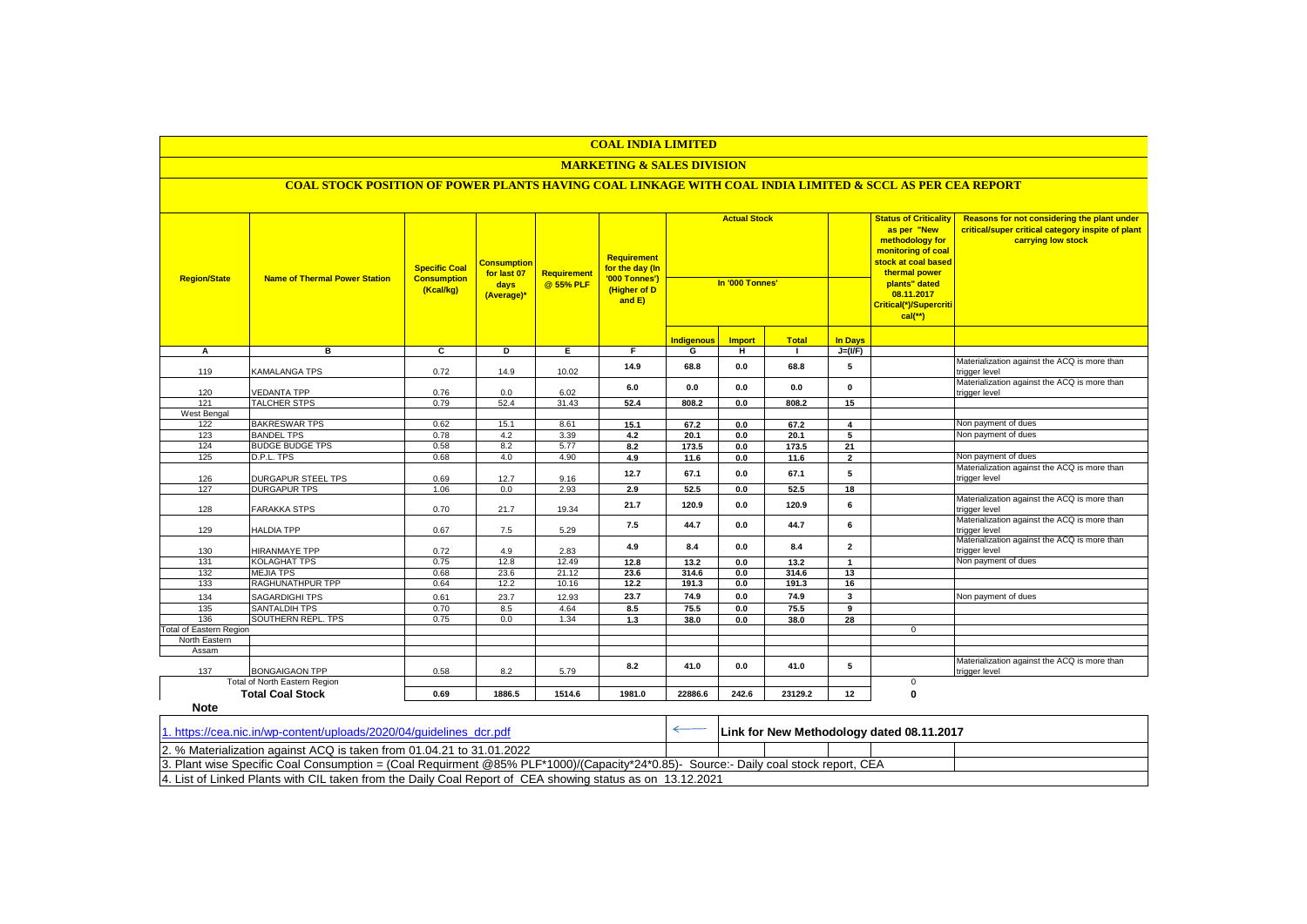# COAL INDIA LIMITED

## MARKETING & SALES DIVISION

### COAL STOCK POSITION OF POWER PLANTS HAVING COAL LINKAGE WITH COAL INDIA LIMITED & SCCL AS PER CEA REPORT

| Region/State | Name of Thermal Power Station | Specific Coal Consumption (Kcal/kg) | Consumption for last 07 days (Average)* | Requirement @ 55% PLF | Requirement for the day (In '000 Tonnes') (Higher of D and E) | Actual Stock In '000 Tonnes' | | | | Status of Criticality as per "New methodology for monitoring of coal stock at coal based thermal power plants" dated 08.11.2017 Critical(*)/Supercritical(**) | Reasons for not considering the plant under critical/super critical category inspite of plant carrying low stock |
|---|---|---|---|---|---|---|---|---|---|---|---|
| | | | | | | Indigenous | Import | Total | In Days | | |
| A | B | C | D | E | F | G | H | I | J=(I/F) | | |
| 119 | KAMALANGA TPS | 0.72 | 14.9 | 10.02 | 14.9 | 68.8 | 0.0 | 68.8 | 5 | | Materialization against the ACQ is more than trigger level |
| 120 | VEDANTA TPP | 0.76 | 0.0 | 6.02 | 6.0 | 0.0 | 0.0 | 0.0 | 0 | | Materialization against the ACQ is more than trigger level |
| 121 | TALCHER STPS | 0.79 | 52.4 | 31.43 | 52.4 | 808.2 | 0.0 | 808.2 | 15 | | |
| West Bengal | | | | | | | | | | | |
| 122 | BAKRESWAR TPS | 0.62 | 15.1 | 8.61 | 15.1 | 67.2 | 0.0 | 67.2 | 4 | | Non payment of dues |
| 123 | BANDEL TPS | 0.78 | 4.2 | 3.39 | 4.2 | 20.1 | 0.0 | 20.1 | 5 | | Non payment of dues |
| 124 | BUDGE BUDGE TPS | 0.58 | 8.2 | 5.77 | 8.2 | 173.5 | 0.0 | 173.5 | 21 | | |
| 125 | D.P.L. TPS | 0.68 | 4.0 | 4.90 | 4.9 | 11.6 | 0.0 | 11.6 | 2 | | Non payment of dues |
| 126 | DURGAPUR STEEL TPS | 0.69 | 12.7 | 9.16 | 12.7 | 67.1 | 0.0 | 67.1 | 5 | | Materialization against the ACQ is more than trigger level |
| 127 | DURGAPUR TPS | 1.06 | 0.0 | 2.93 | 2.9 | 52.5 | 0.0 | 52.5 | 18 | | |
| 128 | FARAKKA STPS | 0.70 | 21.7 | 19.34 | 21.7 | 120.9 | 0.0 | 120.9 | 6 | | Materialization against the ACQ is more than trigger level |
| 129 | HALDIA TPP | 0.67 | 7.5 | 5.29 | 7.5 | 44.7 | 0.0 | 44.7 | 6 | | Materialization against the ACQ is more than trigger level |
| 130 | HIRANMAYE TPP | 0.72 | 4.9 | 2.83 | 4.9 | 8.4 | 0.0 | 8.4 | 2 | | Materialization against the ACQ is more than trigger level |
| 131 | KOLAGHAT TPS | 0.75 | 12.8 | 12.49 | 12.8 | 13.2 | 0.0 | 13.2 | 1 | | Non payment of dues |
| 132 | MEJIA TPS | 0.68 | 23.6 | 21.12 | 23.6 | 314.6 | 0.0 | 314.6 | 13 | | |
| 133 | RAGHUNATHPUR TPP | 0.64 | 12.2 | 10.16 | 12.2 | 191.3 | 0.0 | 191.3 | 16 | | |
| 134 | SAGARDIGHI TPS | 0.61 | 23.7 | 12.93 | 23.7 | 74.9 | 0.0 | 74.9 | 3 | | Non payment of dues |
| 135 | SANTALDIH TPS | 0.70 | 8.5 | 4.64 | 8.5 | 75.5 | 0.0 | 75.5 | 9 | | |
| 136 | SOUTHERN REPL. TPS | 0.75 | 0.0 | 1.34 | 1.3 | 38.0 | 0.0 | 38.0 | 28 | | |
| Total of Eastern Region | | | | | | | | | | 0 | |
| North Eastern | | | | | | | | | | | |
| Assam | | | | | | | | | | | |
| 137 | BONGAIGAON TPP | 0.58 | 8.2 | 5.79 | 8.2 | 41.0 | 0.0 | 41.0 | 5 | | Materialization against the ACQ is more than trigger level |
| Total of North Eastern Region | | | | | | | | | | 0 | |
| Total Coal Stock | | 0.69 | 1886.5 | 1514.6 | 1981.0 | 22886.6 | 242.6 | 23129.2 | 12 | 0 | |

**Note**

1. https://cea.nic.in/wp-content/uploads/2020/04/guidelines_dcr.pdf ← Link for New Methodology dated 08.11.2017
2. % Materialization against ACQ is taken from 01.04.21 to 31.01.2022
3. Plant wise Specific Coal Consumption = (Coal Requirment @85% PLF*1000)/(Capacity*24*0.85)- Source:- Daily coal stock report, CEA
4. List of Linked Plants with CIL taken from the Daily Coal Report of CEA showing status as on 13.12.2021